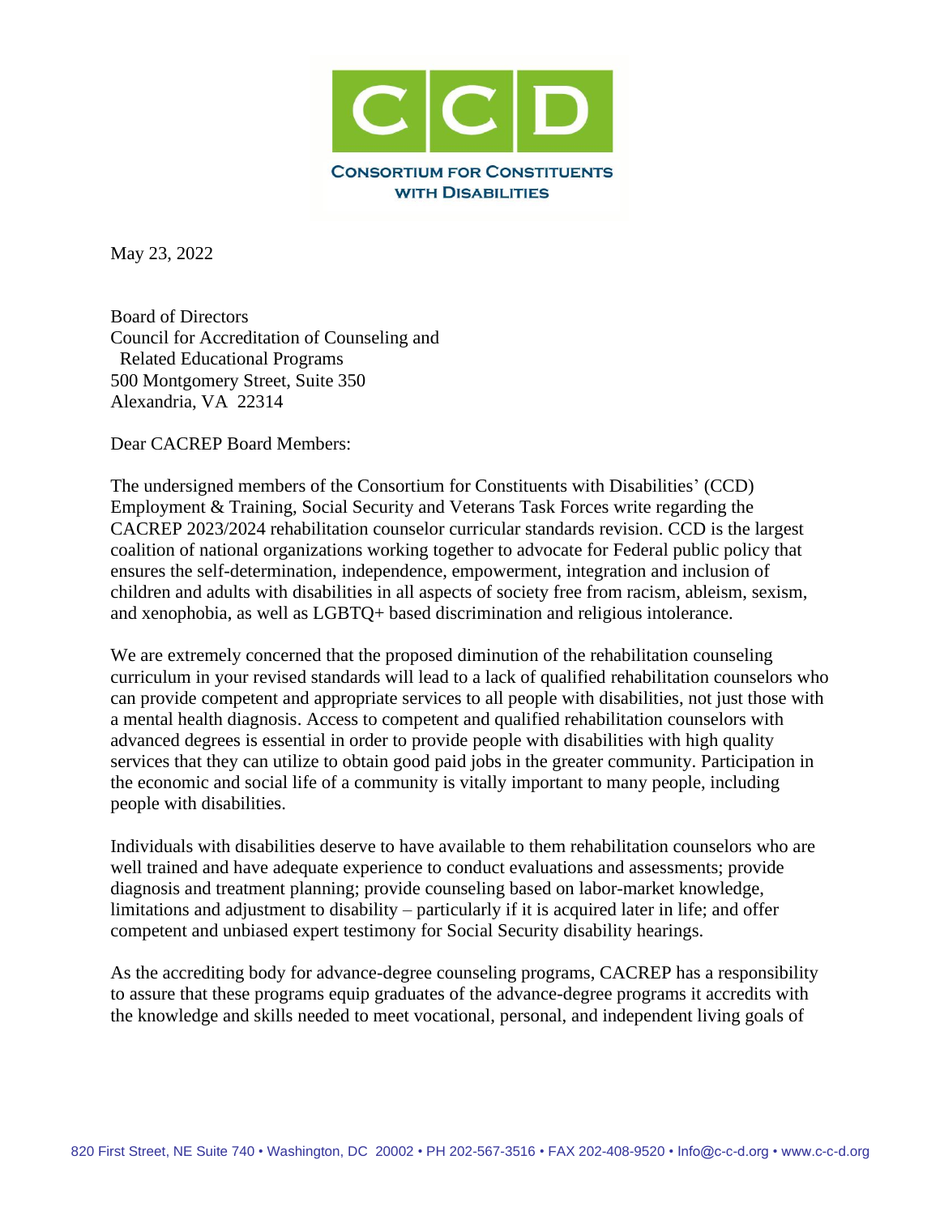CCD

**CONSORTIUM FOR CONSTITUENTS WITH DISABILITIES**

May 23, 2022

Board of Directors
Council for Accreditation of Counseling and
Related Educational Programs
500 Montgomery Street, Suite 350
Alexandria, VA 22314

Dear CACREP Board Members:

The undersigned members of the Consortium for Constituents with Disabilities' (CCD) Employment & Training, Social Security and Veterans Task Forces write regarding the CACREP 2023/2024 rehabilitation counselor curricular standards revision. CCD is the largest coalition of national organizations working together to advocate for Federal public policy that ensures the self-determination, independence, empowerment, integration and inclusion of children and adults with disabilities in all aspects of society free from racism, ableism, sexism, and xenophobia, as well as LGBTQ+ based discrimination and religious intolerance.

We are extremely concerned that the proposed diminution of the rehabilitation counseling curriculum in your revised standards will lead to a lack of qualified rehabilitation counselors who can provide competent and appropriate services to all people with disabilities, not just those with a mental health diagnosis. Access to competent and qualified rehabilitation counselors with advanced degrees is essential in order to provide people with disabilities with high quality services that they can utilize to obtain good paid jobs in the greater community. Participation in the economic and social life of a community is vitally important to many people, including people with disabilities.

Individuals with disabilities deserve to have available to them rehabilitation counselors who are well trained and have adequate experience to conduct evaluations and assessments; provide diagnosis and treatment planning; provide counseling based on labor-market knowledge, limitations and adjustment to disability – particularly if it is acquired later in life; and offer competent and unbiased expert testimony for Social Security disability hearings.

As the accrediting body for advance-degree counseling programs, CACREP has a responsibility to assure that these programs equip graduates of the advance-degree programs it accredits with the knowledge and skills needed to meet vocational, personal, and independent living goals of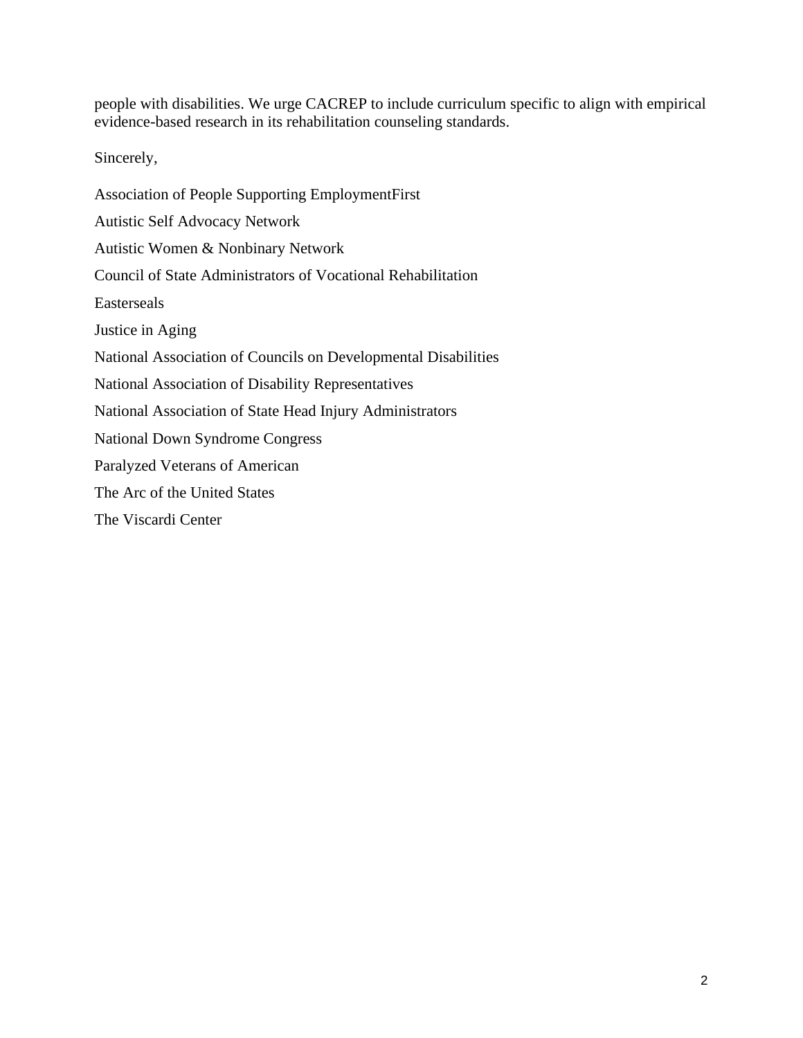people with disabilities. We urge CACREP to include curriculum specific to align with empirical evidence-based research in its rehabilitation counseling standards.

Sincerely,

Association of People Supporting EmploymentFirst

Autistic Self Advocacy Network

Autistic Women & Nonbinary Network

Council of State Administrators of Vocational Rehabilitation

Easterseals

Justice in Aging

National Association of Councils on Developmental Disabilities

National Association of Disability Representatives

National Association of State Head Injury Administrators

National Down Syndrome Congress

Paralyzed Veterans of American

The Arc of the United States

The Viscardi Center